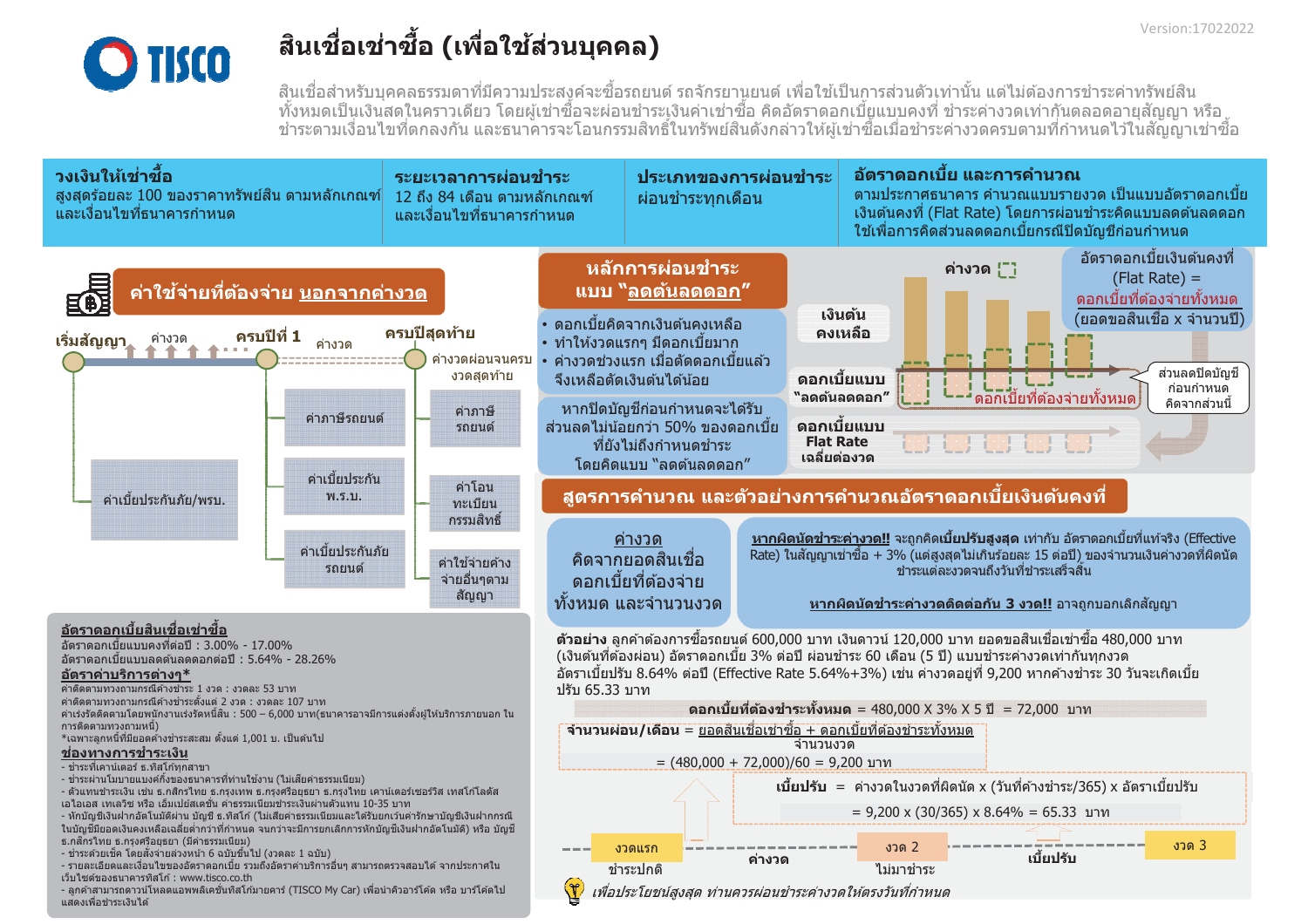# สินเชื่อเช่าซื้อ (เพื่อใช้ส่วนบุคคล)

Version:17022022

สินเชื่อสำหรับบุคคลธรรมดาที่มีความประสงค์จะซื้อรถยนต์ รถจักรยานยนต์ เพื่อใช้เป็นการส่วนตัวเท่านั้น แต่ไม่ต้องการชำระค่าทรัพย์สินทั้งหมดเป็นเงินสดในคราวเดียว โดยผู้เช่าซื้อจะผ่อนชำระเงินค่าเช่าซื้อ คิดอัตราดอกเบี้ยแบบคงที่ ชำระค่างวดเท่ากันตลอดอายุสัญญา หรือ ชำระตามเงื่อนไขที่ตกลงกัน และธนาคารจะโอนกรรมสิทธิ์ในทรัพย์สินดังกล่าวให้ผู้เช่าซื้อเมื่อชำระค่างวดครบตามที่กำหนดไว้ในสัญญาเช่าซื้อ

| วงเงินให้เช่าซื้อ | ระยะเวลาการผ่อนชำระ | ประเภทของการผ่อนชำระ | อัตราดอกเบี้ย และการคำนวณ |
|---|---|---|---|
| สูงสุดร้อยละ 100 ของราคาทรัพย์สิน ตามหลักเกณฑ์และเงื่อนไขที่ธนาคารกำหนด | 12 ถึง 84 เดือน ตามหลักเกณฑ์และเงื่อนไขที่ธนาคารกำหนด | ผ่อนชำระทุกเดือน | ตามประกาศธนาคาร คำนวณแบบรายงวด เป็นแบบอัตราดอกเบี้ยเงินต้นคงที่ (Flat Rate) โดยการผ่อนชำระคิดแบบลดต้นลดดอก ใช้เพื่อการคิดส่วนลดดอกเบี้ยกรณีปิดบัญชีก่อนกำหนด |

## ค่าใช้จ่ายที่ต้องจ่าย นอกจากค่างวด

- เริ่มสัญญา: ค่างวด, ค่าเบี้ยประกันภัย/พรบ.
- ครบปีที่ 1: ค่างวด, ค่าภาษีรถยนต์, ค่าเบี้ยประกัน พ.ร.บ., ค่าเบี้ยประกันภัยรถยนต์
- ครบปีสุดท้าย: ค่างวดผ่อนจนครบงวดสุดท้าย, ค่าภาษีรถยนต์, ค่าโอนทะเบียนกรรมสิทธิ์, ค่าใช้จ่ายอื่นๆตามสัญญา

## หลักการผ่อนชำระแบบ "ลดต้นลดดอก"

- ดอกเบี้ยคิดจากเงินต้นคงเหลือ
- ทำให้งวดแรกๆ มีดอกเบี้ยมาก
- ค่างวดช่วงแรก เมื่อตัดดอกเบี้ยแล้ว จึงเหลือตัดเงินต้นได้น้อย

หากปิดบัญชีก่อนกำหนดจะได้รับส่วนลดไม่น้อยกว่า 50% ของดอกเบี้ยที่ยังไม่ถึงกำหนดชำระ โดยคิดแบบ "ลดต้นลดดอก"

ค่างวด / เงินต้นคงเหลือ / ดอกเบี้ยแบบ "ลดต้นลดดอก" / ดอกเบี้ยที่ต้องจ่ายทั้งหมด / ดอกเบี้ยแบบ Flat Rate เฉลี่ยต่องวด / ส่วนลดปิดบัญชีก่อนกำหนด คิดจากส่วนนี้

อัตราดอกเบี้ยเงินต้นคงที่ (Flat Rate) = ดอกเบี้ยที่ต้องจ่ายทั้งหมด / (ยอดขอสินเชื่อ x จำนวนปี)

## อัตราดอกเบี้ยสินเชื่อเช่าซื้อ

อัตราดอกเบี้ยแบบคงที่ต่อปี : 3.00% - 17.00%
อัตราดอกเบี้ยแบบลดต้นลดดอกต่อปี : 5.64% - 28.26%

**อัตราค่าบริการต่างๆ***

ค่าติดตามทวงถามกรณีค้างชำระ 1 งวด : งวดละ 53 บาท
ค่าติดตามทวงถามกรณีค้างชำระตั้งแต่ 2 งวด : งวดละ 107 บาท
ค่าเร่งรัดติดตามโดยพนักงานเร่งรัดหนี้สิน : 500 – 6,000 บาท(ธนาคารอาจมีการแต่งตั้งผู้ให้บริการภายนอก ในการติดตามทวงถามหนี้)
*เฉพาะลูกหนี้ที่มียอดค้างชำระสะสม ตั้งแต่ 1,001 บ. เป็นต้นไป

**ช่องทางการชำระเงิน**

- ชำระที่เคาน์เตอร์ ธ.ทิสโก้ทุกสาขา
- ชำระผ่านโมบายแบงค์กิ้งของธนาคารที่ท่านใช้งาน (ไม่เสียค่าธรรมเนียม)
- ตัวแทนชำระเงิน เช่น ธ.กสิกรไทย ธ.กรุงเทพ ธ.กรุงศรีอยุธยา ธ.กรุงไทย เคาน์เตอร์เซอร์วิส เทสโก้โลตัส เอไอเอส เทเลวิซ หรือ เอ็มเปย์สเตชั่น ค่าธรรมเนียมชำระเงินผ่านตัวแทน 10-35 บาท
- หักบัญชีเงินฝากอัตโนมัติผ่าน บัญชี ธ.ทิสโก้ (ไม่เสียค่าธรรมเนียมและได้รับยกเว้นค่ารักษาบัญชีเงินฝากกรณีในบัญชีมียอดเงินคงเหลือเฉลี่ยต่ำกว่าที่กำหนด จนกว่าจะมีการยกเลิกการหักบัญชีเงินฝากอัตโนมัติ) หรือ บัญชี ธ.กสิกรไทย ธ.กรุงศรีอยุธยา (มีค่าธรรมเนียม)
- ชำระด้วยเช็ค โดยสั่งจ่ายล่วงหน้า 6 ฉบับขึ้นไป (งวดละ 1 ฉบับ)
- รายละเอียดและเงื่อนไขของอัตราดอกเบี้ย รวมถึงอัตราค่าบริการอื่นๆ สามารถตรวจสอบได้ จากประกาศในเว็บไซต์ของธนาคารทิสโก้ : www.tisco.co.th
- ลูกค้าสามารถดาวน์โหลดแอพพลิเคชั่นทิสโก้มายคาร์ (TISCO My Car) เพื่อนำคิวอาร์โค้ด หรือ บาร์โค้ดไปแสดงเพื่อชำระเงินได้

## สูตรการคำนวณ และตัวอย่างการคำนวณอัตราดอกเบี้ยเงินต้นคงที่

**ค่างวด** คิดจากยอดสินเชื่อ ดอกเบี้ยที่ต้องจ่ายทั้งหมด และจำนวนงวด

**หากผิดนัดชำระค่างวด!!** จะถูกคิดเบี้ยปรับสูงสุด เท่ากับ อัตราดอกเบี้ยที่แท้จริง (Effective Rate) ในสัญญาเช่าซื้อ + 3% (แต่สูงสุดไม่เกินร้อยละ 15 ต่อปี) ของจำนวนเงินค่างวดที่ผิดนัดชำระแต่ละงวดจนถึงวันที่ชำระเสร็จสิ้น

**หากผิดนัดชำระค่างวดติดต่อกัน 3 งวด!!** อาจถูกบอกเลิกสัญญา

**ตัวอย่าง** ลูกค้าต้องการซื้อรถยนต์ 600,000 บาท เงินดาวน์ 120,000 บาท ยอดขอสินเชื่อเช่าซื้อ 480,000 บาท (เงินต้นที่ต้องผ่อน) อัตราดอกเบี้ย 3% ต่อปี ผ่อนชำระ 60 เดือน (5 ปี) แบบชำระค่างวดเท่ากันทุกงวด อัตราเบี้ยปรับ 8.64% ต่อปี (Effective Rate 5.64%+3%) เช่น ค่างวดอยู่ที่ 9,200 หากค้างชำระ 30 วันจะเกิดเบี้ยปรับ 65.33 บาท

**ดอกเบี้ยที่ต้องชำระทั้งหมด** = 480,000 X 3% X 5 ปี = 72,000 บาท

**จำนวนผ่อน/เดือน** = (ยอดสินเชื่อเช่าซื้อ + ดอกเบี้ยที่ต้องชำระทั้งหมด) / จำนวนงวด

= (480,000 + 72,000)/60 = 9,200 บาท

**เบี้ยปรับ** = ค่างวดในงวดที่ผิดนัด x (วันที่ค้างชำระ/365) x อัตราเบี้ยปรับ

= 9,200 x (30/365) x 8.64% = 65.33 บาท

งวดแรก ชำระปกติ — ค่างวด — งวด 2 ไม่มาชำระ — เบี้ยปรับ — งวด 3

*เพื่อประโยชน์สูงสุด ท่านควรผ่อนชำระค่างวดให้ตรงวันที่กำหนด*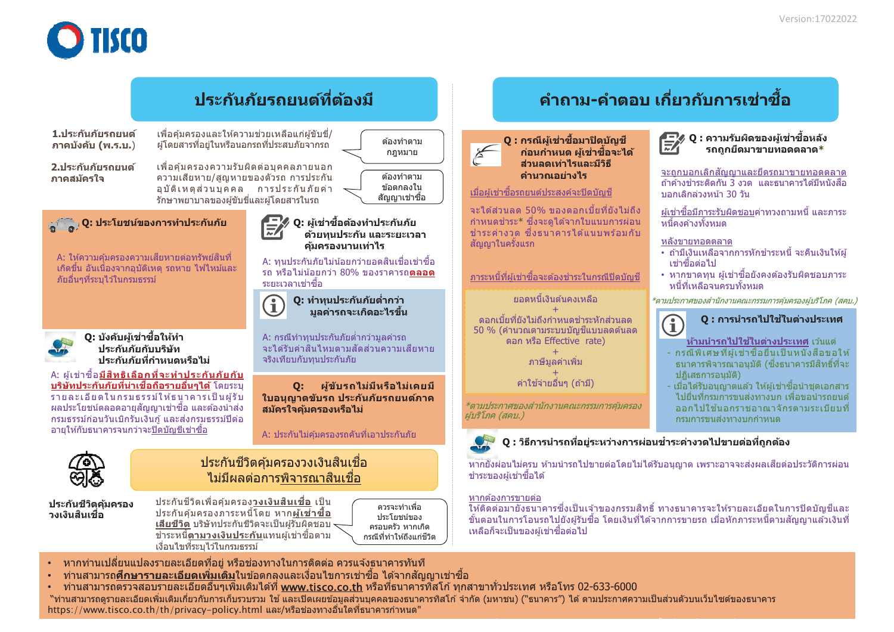Version:17022022

# ประกันภัยรถยนต์ที่ต้องมี

**1.ประกันภัยรถยนต์ภาคบังคับ (พ.ร.บ.)** — เพื่อคุ้มครองและให้ความช่วยเหลือแก่ผู้ขับขี่/ผู้โดยสารที่อยู่ในรถอนกรณีที่ประสบภัยจากรถ — ต้องทำตามกฎหมาย

**2.ประกันภัยรถยนต์ภาคสมัครใจ** — เพื่อคุ้มครองความรับผิดต่อบุคคลภายนอก ความเสียหาย/สูญหายของตัวรถ การประกันอุบัติเหตุส่วนบุคคล การประกันภัยค่ารักษาพยาบาลของผู้ขับขี่และผู้โดยสารในรถ — ต้องทำตามข้อตกลงในสัญญาเช่าซื้อ

### Q: ประโยชน์ของการทำประกันภัย

A: ให้ความคุ้มครองความเสียหายต่อทรัพย์สินที่เกิดขึ้น อันเนื่องจากอุบัติเหตุ รถหาย ไฟไหม้และภัยอื่นๆที่ระบุไว้ในกรมธรรม์

### Q: ผู้เช่าซื้อต้องทำประกันภัย ด้วยทุนประกัน และระยะเวลาคุ้มครองนานเท่าไร

A: ทุนประกันภัยไม่น้อยกว่ายอดสินเชื่อเช่าซื้อรถ หรือไม่น้อยกว่า 80% ของราคารถ**ตลอด**ระยะเวลาเช่าซื้อ

### Q: บังคับผู้เช่าซื้อให้ทำประกันภัยกับบริษัทประกันภัยที่กำหนดหรือไม่

A: ผู้เช่าซื้อ**มีสิทธิเลือกที่จะทำประกันภัยกับบริษัทประกันภัยที่น่าเชื่อถือรายอื่นๆได้** โดยระบุรายละเอียดในกรมธรรม์ให้ธนาคารเป็นผู้รับผลประโยชน์ตลอดอายุสัญญาเช่าซื้อ และต้องนำส่งกรมธรรม์ก่อนวันเบิกรับเงินกู้ และส่งกรมธรรม์ปีต่ออายุให้กับธนาคารจนกว่าจะปิดบัญชีเช่าซื้อ

### Q: ทำทุนประกันภัยต่ำกว่ามูลค่ารถจะเกิดอะไรขึ้น

A: กรณีทำทุนประกันภัยต่ำกว่ามูลค่ารถ จะได้รับค่าสินไหมตามสัดส่วนความเสียหายจริงเทียบกับทุนประกันภัย

### Q: ผู้ขับรถไม่มีหรือไม่เคยมีใบอนุญาตขับรถ ประกันภัยรถยนต์ภาคสมัครใจคุ้มครองหรือไม่

A: ประกันไม่คุ้มครองรถคันที่เอาประกันภัย

## ประกันชีวิตคุ้มครองวงเงินสินเชื่อ ไม่มีผลต่อการพิจารณาสินเชื่อ

**ประกันชีวิตคุ้มครองวงเงินสินเชื่อ** — ประกันชีวิตเพื่อคุ้มครอง**วงเงินสินเชื่อ** เป็นประกันคุ้มครองภาระหนี้โดย หาก**ผู้เช่าซื้อเสียชีวิต** บริษัทประกันชีวิตจะเป็นผู้รับผิดชอบชำระหนี้**ตามวงเงินประกัน**แทนผู้เช่าซื้อตามเงื่อนไขที่ระบุไว้ในกรมธรรม์ — ควรจะทำเพื่อประโยชน์ของครอบครัว หากเกิดกรณีที่ทำให้ถึงแก่ชีวิต

# คำถาม-คำตอบ เกี่ยวกับการเช่าซื้อ

### Q : กรณีผู้เช่าซื้อมาปิดบัญชีก่อนกำหนด ผู้เช่าซื้อจะได้ส่วนลดเท่าไรและมีวิธีคำนวณอย่างไร

เมื่อผู้เช่าซื้อรถยนต์ประสงค์จะปิดบัญชี

จะได้ส่วนลด 50% ของดอกเบี้ยที่ยังไม่ถึงกำหนดชำระ* ซึ่งจะดูได้จากใบแนบการผ่อนชำระค่างวด ซึ่งธนาคารได้แนบพร้อมกับสัญญาในครั้งแรก

ภาระหนี้ที่ผู้เช่าซื้อจะต้องชำระในกรณีปิดบัญชี

ยอดหนี้เงินต้นคงเหลือ
\+
ดอกเบี้ยที่ยังไม่ถึงกำหนดชำระหักส่วนลด 50 % (คำนวณตามระบบบัญชีแบบลดต้นลดดอก หรือ Effective rate)
\+
ภาษีมูลค่าเพิ่ม
\+
ค่าใช้จ่ายอื่นๆ (ถ้ามี)

*ตามประกาศของสำนักงานคณะกรรมการคุ้มครองผู้บริโภค (สคบ.)*

### Q : ความรับผิดของผู้เช่าซื้อหลังรถถูกยึดมาขายทอดตลาด*

จะถูกบอกเลิกสัญญาและยึดรถมาขายทอดตลาด ถ้าค้างชำระติดกัน 3 งวด และธนาคารได้มีหนังสือบอกเลิกล่วงหน้า 30 วัน

ผู้เช่าซื้อมีภาระรับผิดชอบค่าทวงถามหนี้ และภาระหนี้คงค้างทั้งหมด

หลังขายทอดตลาด
- ถ้ามีเงินเหลือจากการหักชำระหนี้ จะคืนเงินให้ผู้เช่าซื้อต่อไป
- หากขาดทุน ผู้เช่าซื้อยังคงต้องรับผิดชอบภาระหนี้ที่เหลือจนครบทั้งหมด

*ตามประกาศของสำนักงานคณะกรรมการคุ้มครองผู้บริโภค (สคบ.)*

### Q : การนำรถไปใช้ในต่างประเทศ

**ห้ามนำรถไปใช้ในต่างประเทศ** เว้นแต่
- กรณีพิเศษที่ผู้เช่าซื้อยื่นเป็นหนังสือขอให้ธนาคารพิจารณาอนุมัติ (ซึ่งธนาคารมีสิทธิ์ที่จะปฏิเสธการอนุมัติ)
- เมื่อได้รับอนุญาตแล้ว ให้ผู้เช่าซื้อนำชุดเอกสารไปยื่นที่กรมการขนส่งทางบก เพื่อขอนำรถยนต์ออกไปใช้นอกราชอาณาจักรตามระเบียบที่กรมการขนส่งทางบกกำหนด

### Q : วิธีการนำรถที่อยู่ระหว่างการผ่อนชำระค่างวดไปขายต่อที่ถูกต้อง

หากยังผ่อนไม่ครบ ห้ามนำรถไปขายต่อโดยไม่ได้รับอนุญาต เพราะอาจจะส่งผลเสียต่อประวัติการผ่อนชำระของผู้เช่าซื้อได้

หากต้องการขายต่อ
ให้ติดต่อมายังธนาคารซึ่งเป็นเจ้าของกรรมสิทธิ์ ทางธนาคารจะให้รายละเอียดในการปิดบัญชีและขั้นตอนในการโอนรถไปยังผู้รับซื้อ โดยเงินที่ได้จากการขายรถ เมื่อหักภาระหนี้ตามสัญญาแล้วเงินที่เหลือก็จะเป็นของผู้เช่าซื้อต่อไป

---

- หากท่านเปลี่ยนแปลงรายละเอียดที่อยู่ หรือช่องทางในการติดต่อ ควรแจ้งธนาคารทันที
- ท่านสามารถ**ศึกษารายละเอียดเพิ่มเติม**ในข้อตกลงและเงื่อนไขการเช่าซื้อ ได้จากสัญญาเช่าซื้อ
- ท่านสามารถตรวจสอบรายละเอียดอื่นๆเพิ่มเติมได้ที่ **www.tisco.co.th** หรือที่ธนาคารทิสโก้ ทุกสาขาทั่วประเทศ หรือโทร 02-633-6000

"ท่านสามารถดูรายละเอียดเพิ่มเติมเกี่ยวกับการเก็บรวบรวม ใช้ และเปิดเผยข้อมูลส่วนบุคคลของธนาคารทิสโก้ จำกัด (มหาชน) ("ธนาคาร") ได้ ตามประกาศความเป็นส่วนตัวบนเว็บไซต์ของธนาคาร https://www.tisco.co.th/th/privacy-policy.html และ/หรือช่องทางอื่นใดที่ธนาคารกำหนด"